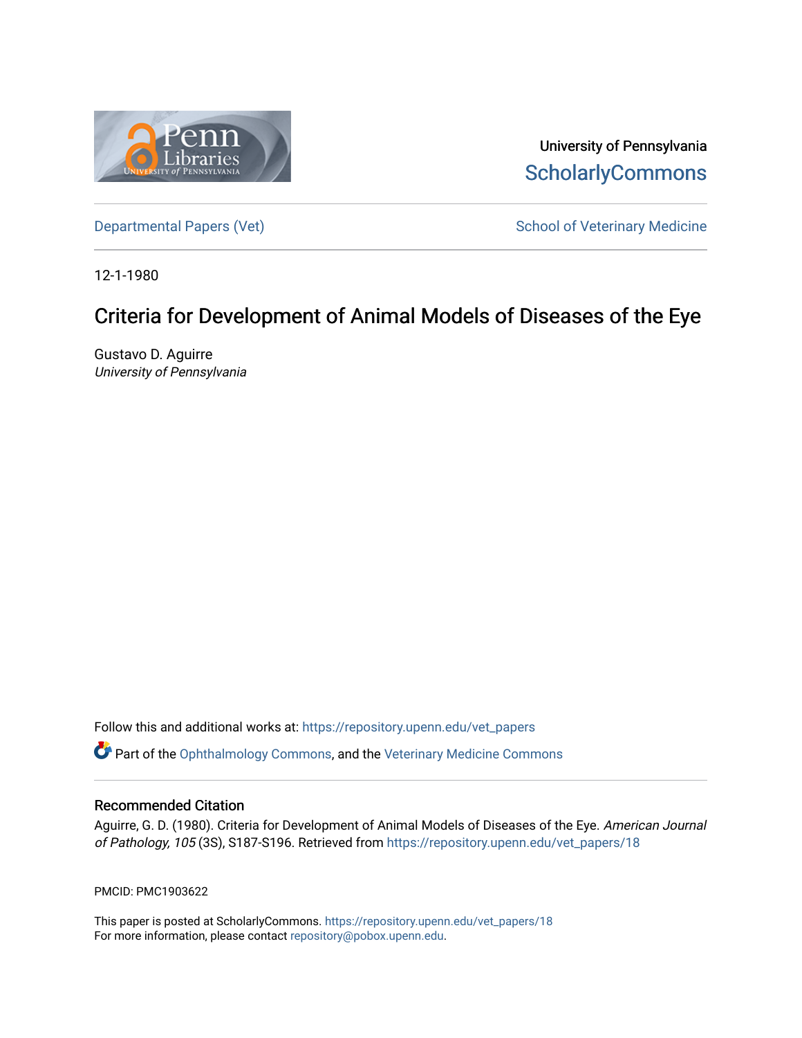University of Pennsylvania
ScholarlyCommons

Departmental Papers (Vet) | School of Veterinary Medicine

12-1-1980

# Criteria for Development of Animal Models of Diseases of the Eye

Gustavo D. Aguirre
*University of Pennsylvania*

Follow this and additional works at: https://repository.upenn.edu/vet_papers

Part of the Ophthalmology Commons, and the Veterinary Medicine Commons

## Recommended Citation

Aguirre, G. D. (1980). Criteria for Development of Animal Models of Diseases of the Eye. *American Journal of Pathology, 105* (3S), S187-S196. Retrieved from https://repository.upenn.edu/vet_papers/18

PMCID: PMC1903622

This paper is posted at ScholarlyCommons. https://repository.upenn.edu/vet_papers/18
For more information, please contact repository@pobox.upenn.edu.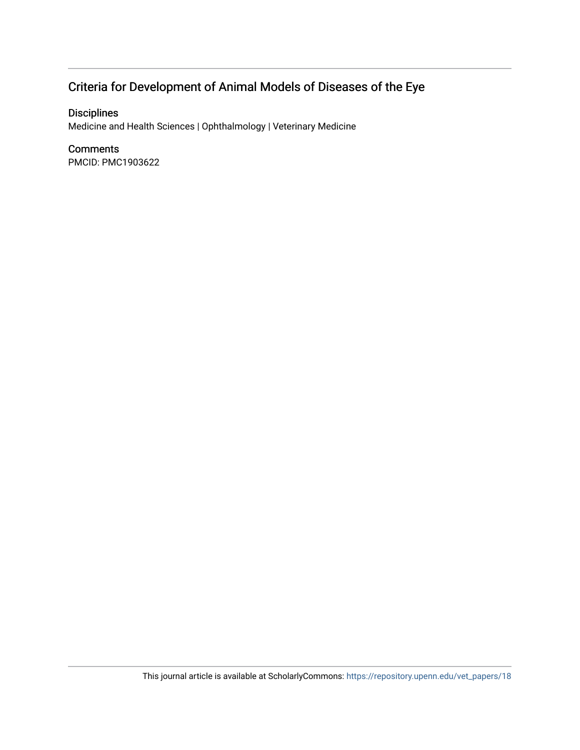## Criteria for Development of Animal Models of Diseases of the Eye

### Disciplines

Medicine and Health Sciences | Ophthalmology | Veterinary Medicine

### Comments

PMCID: PMC1903622

This journal article is available at ScholarlyCommons: https://repository.upenn.edu/vet_papers/18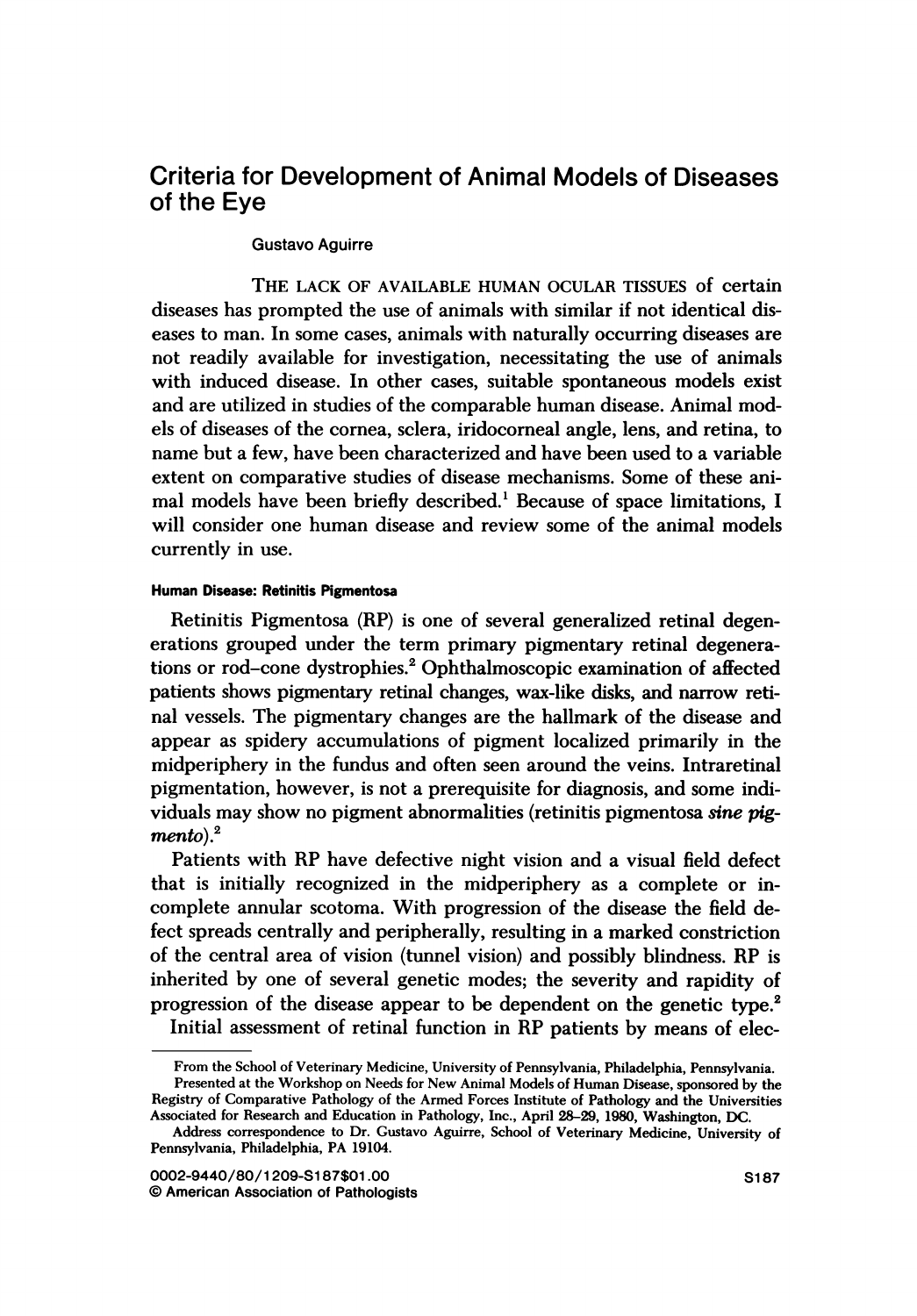# Criteria for Development of Animal Models of Diseases of the Eye

Gustavo Aguirre

THE LACK OF AVAILABLE HUMAN OCULAR TISSUES of certain diseases has prompted the use of animals with similar if not identical diseases to man. In some cases, animals with naturally occurring diseases are not readily available for investigation, necessitating the use of animals with induced disease. In other cases, suitable spontaneous models exist and are utilized in studies of the comparable human disease. Animal models of diseases of the cornea, sclera, iridocorneal angle, lens, and retina, to name but a few, have been characterized and have been used to a variable extent on comparative studies of disease mechanisms. Some of these animal models have been briefly described.[1] Because of space limitations, I will consider one human disease and review some of the animal models currently in use.

#### Human Disease: Retinitis Pigmentosa

Retinitis Pigmentosa (RP) is one of several generalized retinal degenerations grouped under the term primary pigmentary retinal degenerations or rod–cone dystrophies.[2] Ophthalmoscopic examination of affected patients shows pigmentary retinal changes, wax-like disks, and narrow retinal vessels. The pigmentary changes are the hallmark of the disease and appear as spidery accumulations of pigment localized primarily in the midperiphery in the fundus and often seen around the veins. Intraretinal pigmentation, however, is not a prerequisite for diagnosis, and some individuals may show no pigment abnormalities (retinitis pigmentosa *sine pigmento*).[2]

Patients with RP have defective night vision and a visual field defect that is initially recognized in the midperiphery as a complete or incomplete annular scotoma. With progression of the disease the field defect spreads centrally and peripherally, resulting in a marked constriction of the central area of vision (tunnel vision) and possibly blindness. RP is inherited by one of several genetic modes; the severity and rapidity of progression of the disease appear to be dependent on the genetic type.[2]

Initial assessment of retinal function in RP patients by means of elec-

---

From the School of Veterinary Medicine, University of Pennsylvania, Philadelphia, Pennsylvania.

Presented at the Workshop on Needs for New Animal Models of Human Disease, sponsored by the Registry of Comparative Pathology of the Armed Forces Institute of Pathology and the Universities Associated for Research and Education in Pathology, Inc., April 28–29, 1980, Washington, DC.

Address correspondence to Dr. Gustavo Aguirre, School of Veterinary Medicine, University of Pennsylvania, Philadelphia, PA 19104.

0002-9440/80/1209-S187$01.00
© American Association of Pathologists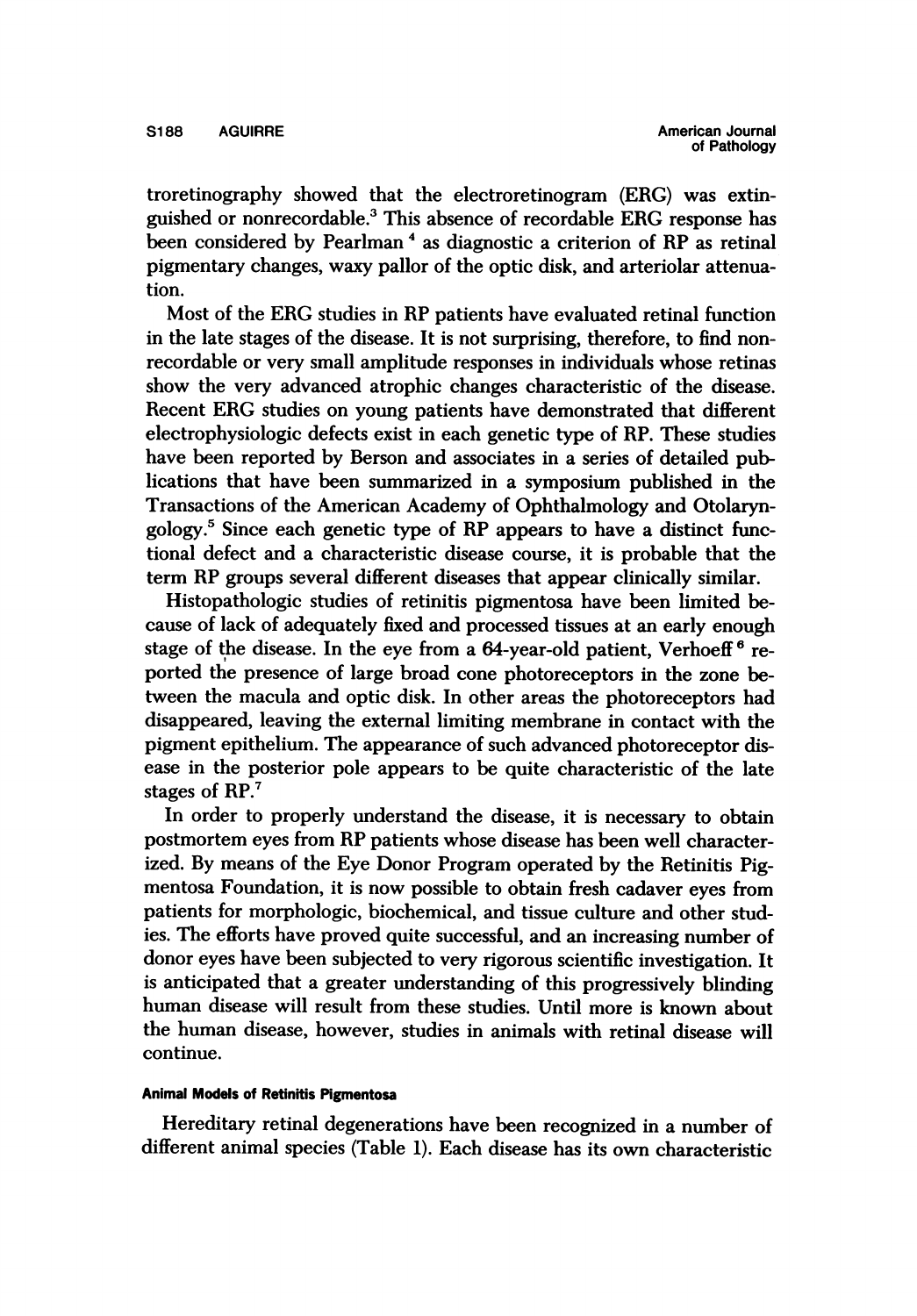troretinography showed that the electroretinogram (ERG) was extinguished or nonrecordable.[3] This absence of recordable ERG response has been considered by Pearlman[4] as diagnostic a criterion of RP as retinal pigmentary changes, waxy pallor of the optic disk, and arteriolar attenuation.

Most of the ERG studies in RP patients have evaluated retinal function in the late stages of the disease. It is not surprising, therefore, to find nonrecordable or very small amplitude responses in individuals whose retinas show the very advanced atrophic changes characteristic of the disease. Recent ERG studies on young patients have demonstrated that different electrophysiologic defects exist in each genetic type of RP. These studies have been reported by Berson and associates in a series of detailed publications that have been summarized in a symposium published in the Transactions of the American Academy of Ophthalmology and Otolaryngology.[5] Since each genetic type of RP appears to have a distinct functional defect and a characteristic disease course, it is probable that the term RP groups several different diseases that appear clinically similar.

Histopathologic studies of retinitis pigmentosa have been limited because of lack of adequately fixed and processed tissues at an early enough stage of the disease. In the eye from a 64-year-old patient, Verhoeff[6] reported the presence of large broad cone photoreceptors in the zone between the macula and optic disk. In other areas the photoreceptors had disappeared, leaving the external limiting membrane in contact with the pigment epithelium. The appearance of such advanced photoreceptor disease in the posterior pole appears to be quite characteristic of the late stages of RP.[7]

In order to properly understand the disease, it is necessary to obtain postmortem eyes from RP patients whose disease has been well characterized. By means of the Eye Donor Program operated by the Retinitis Pigmentosa Foundation, it is now possible to obtain fresh cadaver eyes from patients for morphologic, biochemical, and tissue culture and other studies. The efforts have proved quite successful, and an increasing number of donor eyes have been subjected to very rigorous scientific investigation. It is anticipated that a greater understanding of this progressively blinding human disease will result from these studies. Until more is known about the human disease, however, studies in animals with retinal disease will continue.

### Animal Models of Retinitis Pigmentosa

Hereditary retinal degenerations have been recognized in a number of different animal species (Table 1). Each disease has its own characteristic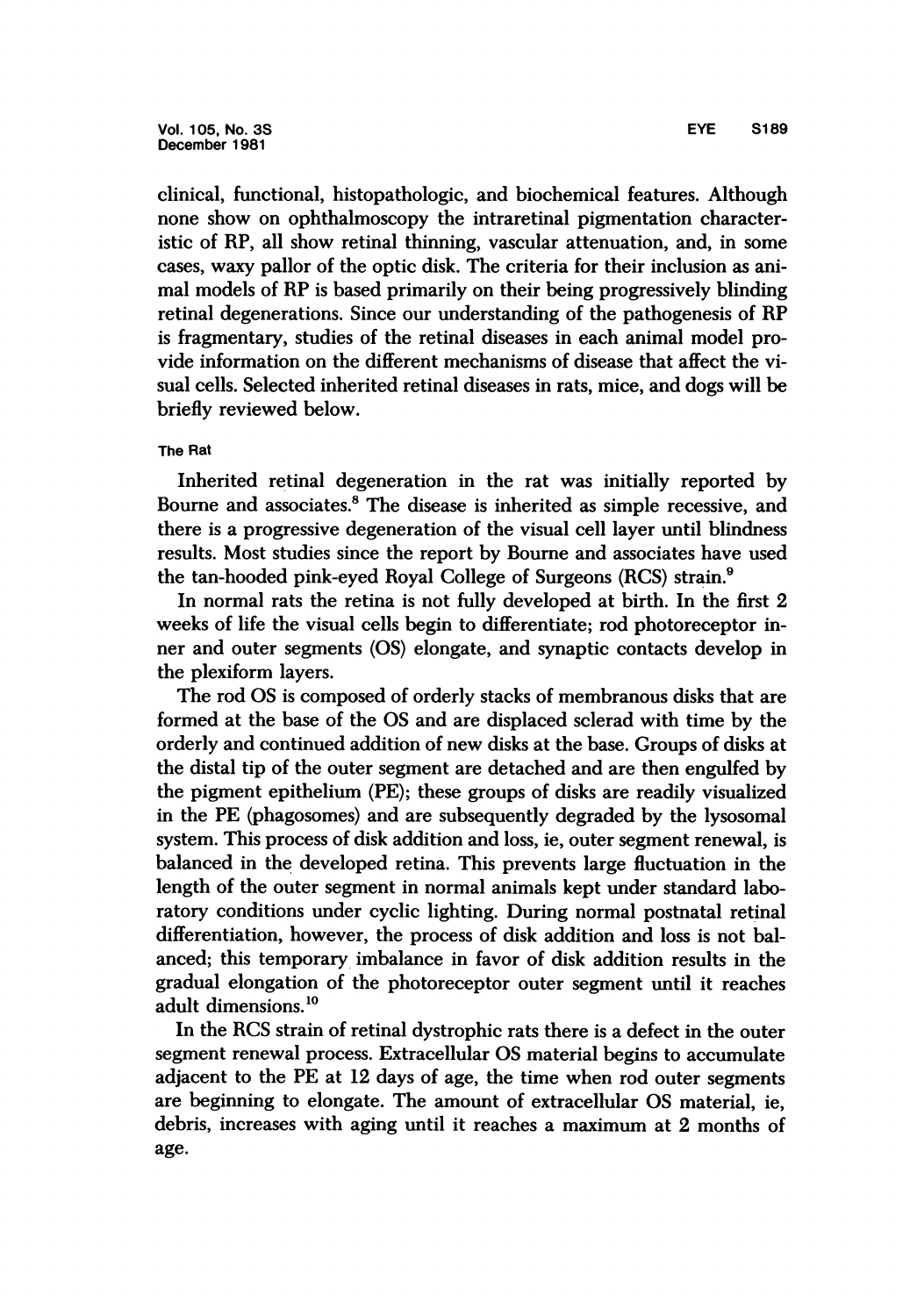clinical, functional, histopathologic, and biochemical features. Although none show on ophthalmoscopy the intraretinal pigmentation characteristic of RP, all show retinal thinning, vascular attenuation, and, in some cases, waxy pallor of the optic disk. The criteria for their inclusion as animal models of RP is based primarily on their being progressively blinding retinal degenerations. Since our understanding of the pathogenesis of RP is fragmentary, studies of the retinal diseases in each animal model provide information on the different mechanisms of disease that affect the visual cells. Selected inherited retinal diseases in rats, mice, and dogs will be briefly reviewed below.

### The Rat

Inherited retinal degeneration in the rat was initially reported by Bourne and associates.[8] The disease is inherited as simple recessive, and there is a progressive degeneration of the visual cell layer until blindness results. Most studies since the report by Bourne and associates have used the tan-hooded pink-eyed Royal College of Surgeons (RCS) strain.[9]

In normal rats the retina is not fully developed at birth. In the first 2 weeks of life the visual cells begin to differentiate; rod photoreceptor inner and outer segments (OS) elongate, and synaptic contacts develop in the plexiform layers.

The rod OS is composed of orderly stacks of membranous disks that are formed at the base of the OS and are displaced sclerad with time by the orderly and continued addition of new disks at the base. Groups of disks at the distal tip of the outer segment are detached and are then engulfed by the pigment epithelium (PE); these groups of disks are readily visualized in the PE (phagosomes) and are subsequently degraded by the lysosomal system. This process of disk addition and loss, ie, outer segment renewal, is balanced in the developed retina. This prevents large fluctuation in the length of the outer segment in normal animals kept under standard laboratory conditions under cyclic lighting. During normal postnatal retinal differentiation, however, the process of disk addition and loss is not balanced; this temporary imbalance in favor of disk addition results in the gradual elongation of the photoreceptor outer segment until it reaches adult dimensions.[10]

In the RCS strain of retinal dystrophic rats there is a defect in the outer segment renewal process. Extracellular OS material begins to accumulate adjacent to the PE at 12 days of age, the time when rod outer segments are beginning to elongate. The amount of extracellular OS material, ie, debris, increases with aging until it reaches a maximum at 2 months of age.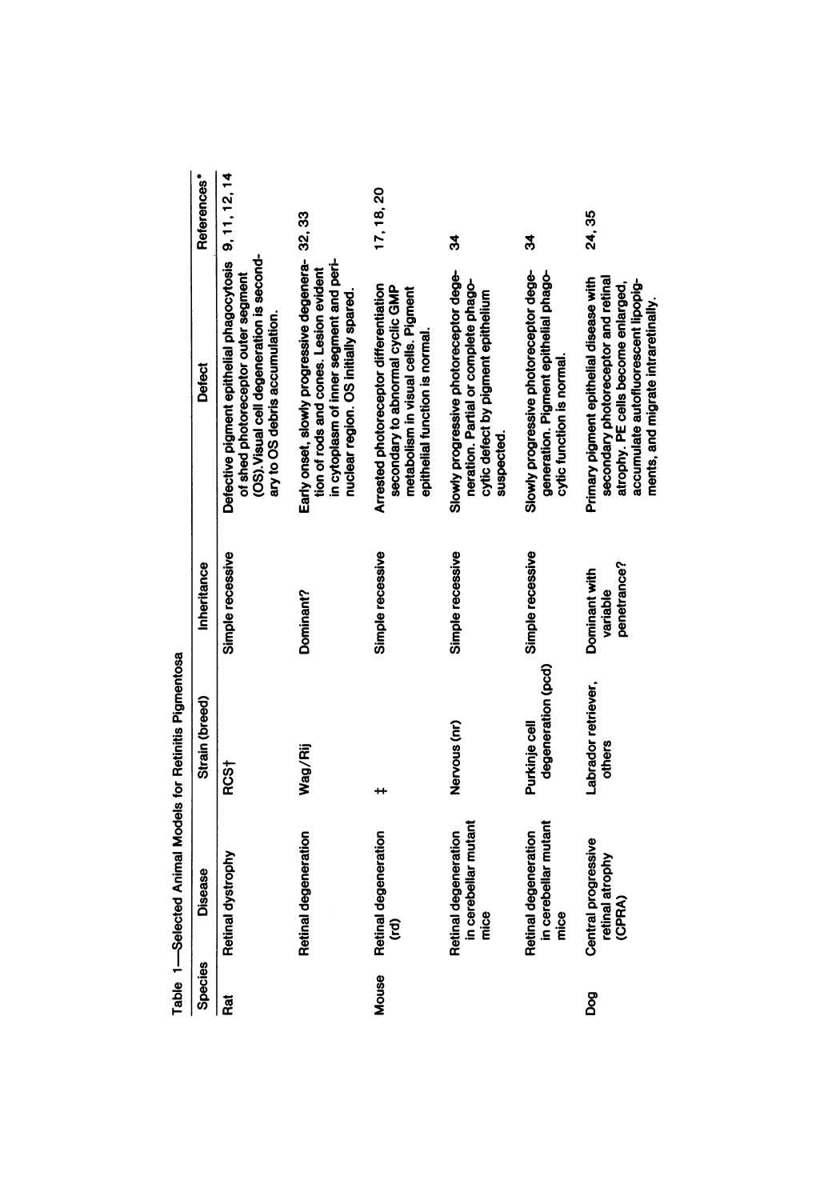Table 1—Selected Animal Models for Retinitis Pigmentosa

| Species | Disease | Strain (breed) | Inheritance | Defect | References* |
|---|---|---|---|---|---|
| Rat | Retinal dystrophy | RCS† | Simple recessive | Defective pigment epithelial phagocytosis of shed photoreceptor outer segment (OS). Visual cell degeneration is secondary to OS debris accumulation. | 9, 11, 12, 14 |
| | Retinal degeneration | Wag/Rij | Dominant? | Early onset, slowly progressive degeneration of rods and cones. Lesion evident in cytoplasm of inner segment and perinuclear region. OS initially spared. | 32, 33 |
| Mouse | Retinal degeneration (rd) | ‡ | Simple recessive | Arrested photoreceptor differentiation secondary to abnormal cyclic GMP metabolism in visual cells. Pigment epithelial function is normal. | 17, 18, 20 |
| | Retinal degeneration in cerebellar mutant mice | Nervous (nr) | Simple recessive | Slowly progressive photoreceptor degeneration. Partial or complete phagocytic defect by pigment epithelium suspected. | 34 |
| | Retinal degeneration in cerebellar mutant mice | Purkinje cell degeneration (pcd) | Simple recessive | Slowly progressive photoreceptor degeneration. Pigment epithelial phagocytic function is normal. | 34 |
| Dog | Central progressive retinal atrophy (CPRA) | Labrador retriever, others | Dominant with variable penetrance? | Primary pigment epithelial disease with secondary photoreceptor and retinal atrophy. PE cells become enlarged, accumulate autofluorescent lipopigments, and migrate intraretinally. | 24, 35 |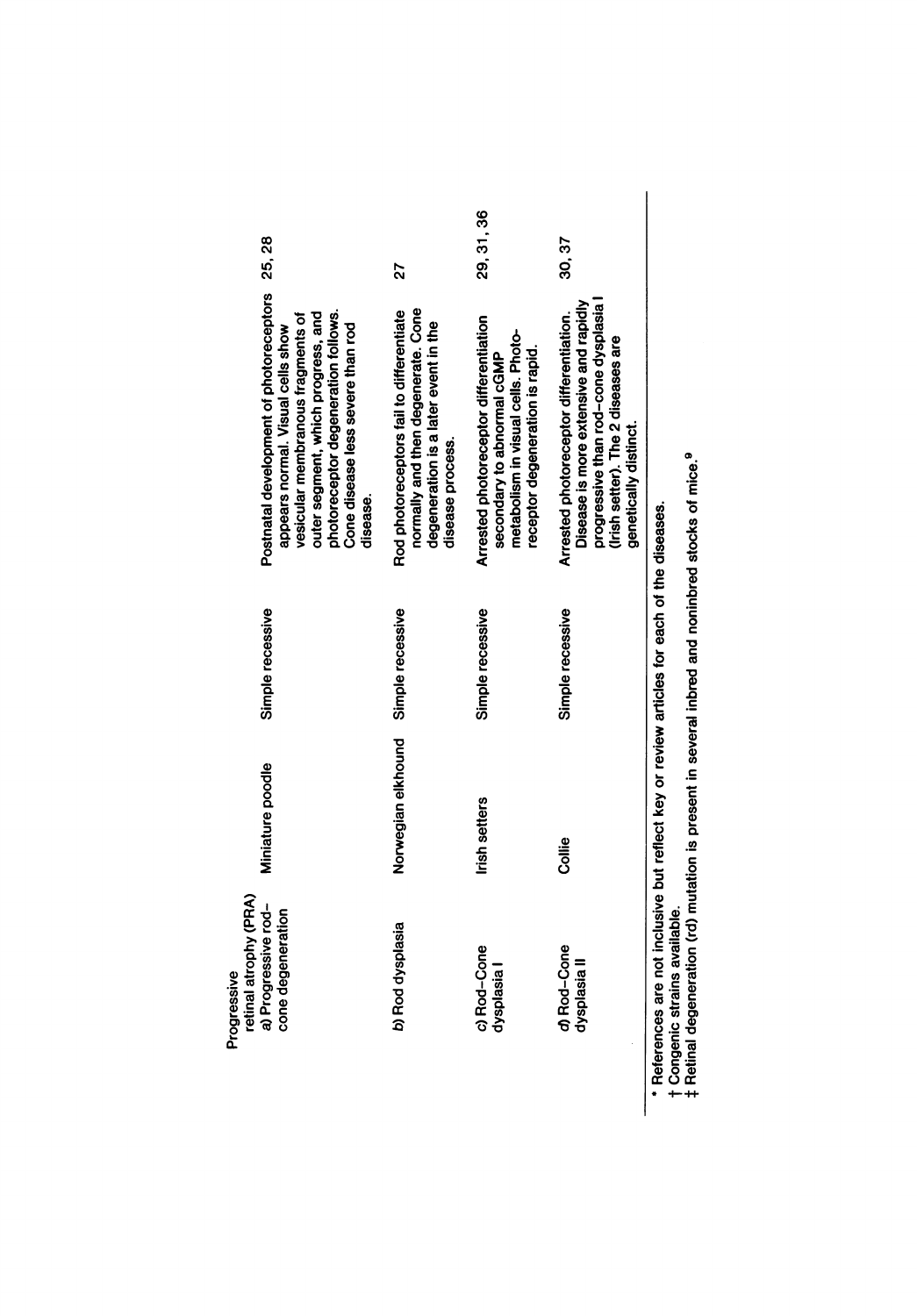| | | | | |
|---|---|---|---|---|
| Progressive retinal atrophy (PRA) a) Progressive rod–cone degeneration | Miniature poodle | Simple recessive | Postnatal development of photoreceptors appears normal. Visual cells show vesicular membranous fragments of outer segment, which progress, and photoreceptor degeneration follows. Cone disease less severe than rod disease. | 25, 28 |
| *b)* Rod dysplasia | Norwegian elkhound | Simple recessive | Rod photoreceptors fail to differentiate normally and then degenerate. Cone degeneration is a later event in the disease process. | 27 |
| *c)* Rod–Cone dysplasia I | Irish setters | Simple recessive | Arrested photoreceptor differentiation secondary to abnormal cGMP metabolism in visual cells. Photoreceptor degeneration is rapid. | 29, 31, 36 |
| *d)* Rod–Cone dysplasia II | Collie | Simple recessive | Arrested photoreceptor differentiation. Disease is more extensive and rapidly progressive than rod–cone dysplasia I (Irish setter). The 2 diseases are genetically distinct. | 30, 37 |

\* References are not inclusive but reflect key or review articles for each of the diseases.
† Congenic strains available.
‡ Retinal degeneration (rd) mutation is present in several inbred and noninbred stocks of mice.[9]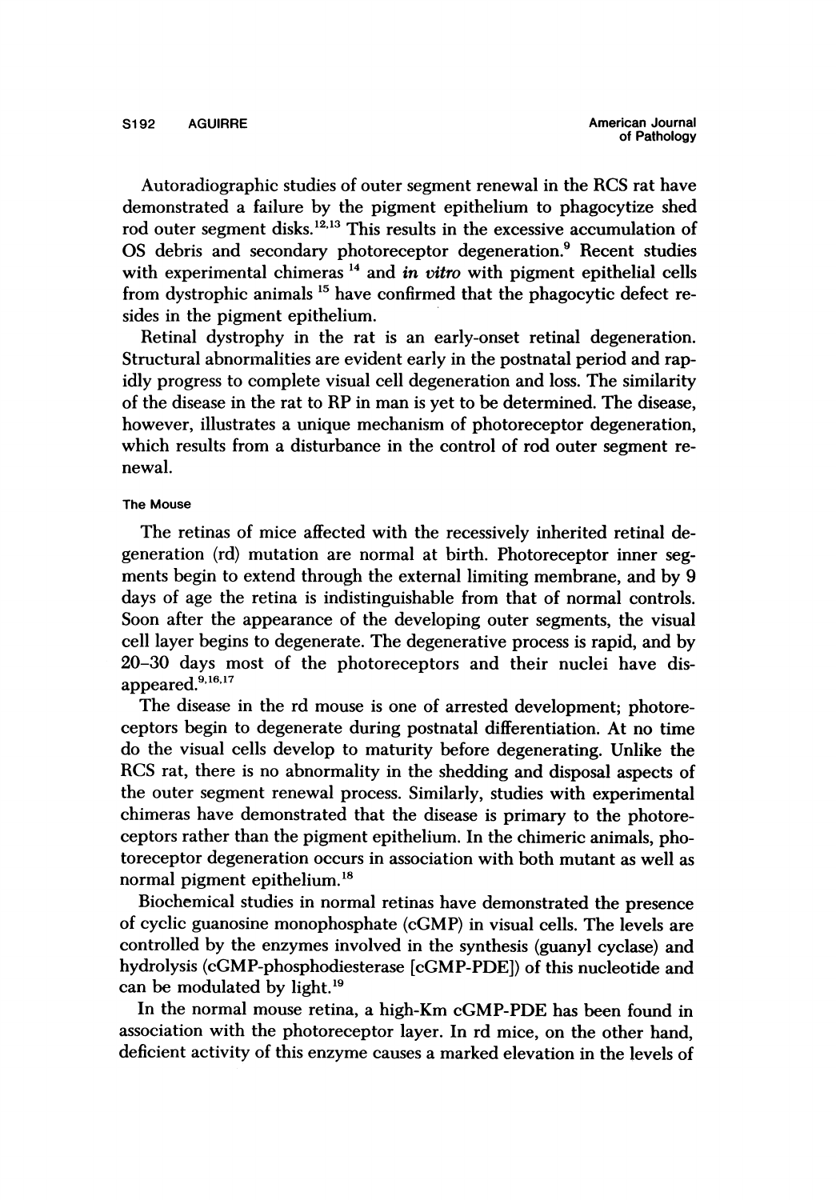Autoradiographic studies of outer segment renewal in the RCS rat have demonstrated a failure by the pigment epithelium to phagocytize shed rod outer segment disks.[12,13] This results in the excessive accumulation of OS debris and secondary photoreceptor degeneration.[9] Recent studies with experimental chimeras [14] and *in vitro* with pigment epithelial cells from dystrophic animals [15] have confirmed that the phagocytic defect resides in the pigment epithelium.

Retinal dystrophy in the rat is an early-onset retinal degeneration. Structural abnormalities are evident early in the postnatal period and rapidly progress to complete visual cell degeneration and loss. The similarity of the disease in the rat to RP in man is yet to be determined. The disease, however, illustrates a unique mechanism of photoreceptor degeneration, which results from a disturbance in the control of rod outer segment renewal.

### The Mouse

The retinas of mice affected with the recessively inherited retinal degeneration (rd) mutation are normal at birth. Photoreceptor inner segments begin to extend through the external limiting membrane, and by 9 days of age the retina is indistinguishable from that of normal controls. Soon after the appearance of the developing outer segments, the visual cell layer begins to degenerate. The degenerative process is rapid, and by 20–30 days most of the photoreceptors and their nuclei have disappeared.[9,16,17]

The disease in the rd mouse is one of arrested development; photoreceptors begin to degenerate during postnatal differentiation. At no time do the visual cells develop to maturity before degenerating. Unlike the RCS rat, there is no abnormality in the shedding and disposal aspects of the outer segment renewal process. Similarly, studies with experimental chimeras have demonstrated that the disease is primary to the photoreceptors rather than the pigment epithelium. In the chimeric animals, photoreceptor degeneration occurs in association with both mutant as well as normal pigment epithelium.[18]

Biochemical studies in normal retinas have demonstrated the presence of cyclic guanosine monophosphate (cGMP) in visual cells. The levels are controlled by the enzymes involved in the synthesis (guanyl cyclase) and hydrolysis (cGMP-phosphodiesterase [cGMP-PDE]) of this nucleotide and can be modulated by light.[19]

In the normal mouse retina, a high-Km cGMP-PDE has been found in association with the photoreceptor layer. In rd mice, on the other hand, deficient activity of this enzyme causes a marked elevation in the levels of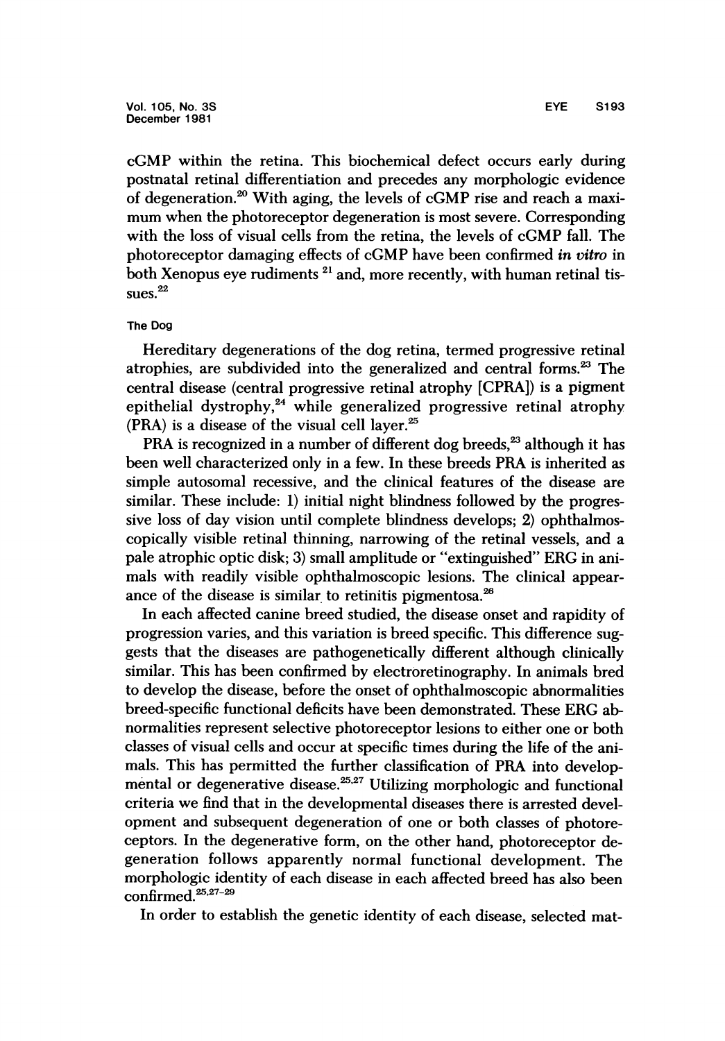cGMP within the retina. This biochemical defect occurs early during postnatal retinal differentiation and precedes any morphologic evidence of degeneration.[20] With aging, the levels of cGMP rise and reach a maximum when the photoreceptor degeneration is most severe. Corresponding with the loss of visual cells from the retina, the levels of cGMP fall. The photoreceptor damaging effects of cGMP have been confirmed *in vitro* in both Xenopus eye rudiments [21] and, more recently, with human retinal tissues.[22]

### The Dog

Hereditary degenerations of the dog retina, termed progressive retinal atrophies, are subdivided into the generalized and central forms.[23] The central disease (central progressive retinal atrophy [CPRA]) is a pigment epithelial dystrophy,[24] while generalized progressive retinal atrophy (PRA) is a disease of the visual cell layer.[25]

PRA is recognized in a number of different dog breeds,[23] although it has been well characterized only in a few. In these breeds PRA is inherited as simple autosomal recessive, and the clinical features of the disease are similar. These include: 1) initial night blindness followed by the progressive loss of day vision until complete blindness develops; 2) ophthalmoscopically visible retinal thinning, narrowing of the retinal vessels, and a pale atrophic optic disk; 3) small amplitude or "extinguished" ERG in animals with readily visible ophthalmoscopic lesions. The clinical appearance of the disease is similar to retinitis pigmentosa.[26]

In each affected canine breed studied, the disease onset and rapidity of progression varies, and this variation is breed specific. This difference suggests that the diseases are pathogenetically different although clinically similar. This has been confirmed by electroretinography. In animals bred to develop the disease, before the onset of ophthalmoscopic abnormalities breed-specific functional deficits have been demonstrated. These ERG abnormalities represent selective photoreceptor lesions to either one or both classes of visual cells and occur at specific times during the life of the animals. This has permitted the further classification of PRA into developmental or degenerative disease.[25,27] Utilizing morphologic and functional criteria we find that in the developmental diseases there is arrested development and subsequent degeneration of one or both classes of photoreceptors. In the degenerative form, on the other hand, photoreceptor degeneration follows apparently normal functional development. The morphologic identity of each disease in each affected breed has also been confirmed.[25,27–29]

In order to establish the genetic identity of each disease, selected mat-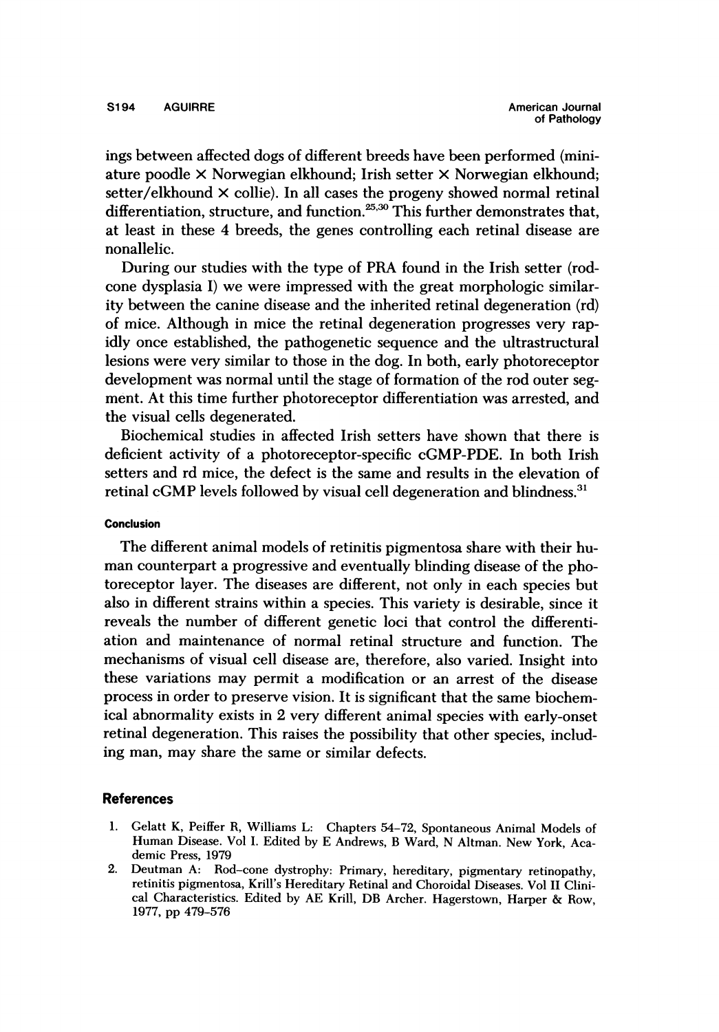ings between affected dogs of different breeds have been performed (miniature poodle × Norwegian elkhound; Irish setter × Norwegian elkhound; setter/elkhound × collie). In all cases the progeny showed normal retinal differentiation, structure, and function.[25,30] This further demonstrates that, at least in these 4 breeds, the genes controlling each retinal disease are nonallelic.

During our studies with the type of PRA found in the Irish setter (rod-cone dysplasia I) we were impressed with the great morphologic similarity between the canine disease and the inherited retinal degeneration (rd) of mice. Although in mice the retinal degeneration progresses very rapidly once established, the pathogenetic sequence and the ultrastructural lesions were very similar to those in the dog. In both, early photoreceptor development was normal until the stage of formation of the rod outer segment. At this time further photoreceptor differentiation was arrested, and the visual cells degenerated.

Biochemical studies in affected Irish setters have shown that there is deficient activity of a photoreceptor-specific cGMP-PDE. In both Irish setters and rd mice, the defect is the same and results in the elevation of retinal cGMP levels followed by visual cell degeneration and blindness.[31]

#### Conclusion

The different animal models of retinitis pigmentosa share with their human counterpart a progressive and eventually blinding disease of the photoreceptor layer. The diseases are different, not only in each species but also in different strains within a species. This variety is desirable, since it reveals the number of different genetic loci that control the differentiation and maintenance of normal retinal structure and function. The mechanisms of visual cell disease are, therefore, also varied. Insight into these variations may permit a modification or an arrest of the disease process in order to preserve vision. It is significant that the same biochemical abnormality exists in 2 very different animal species with early-onset retinal degeneration. This raises the possibility that other species, including man, may share the same or similar defects.

## References

1. Gelatt K, Peiffer R, Williams L: Chapters 54–72, Spontaneous Animal Models of Human Disease. Vol I. Edited by E Andrews, B Ward, N Altman. New York, Academic Press, 1979
2. Deutman A: Rod–cone dystrophy: Primary, hereditary, pigmentary retinopathy, retinitis pigmentosa, Krill's Hereditary Retinal and Choroidal Diseases. Vol II Clinical Characteristics. Edited by AE Krill, DB Archer. Hagerstown, Harper & Row, 1977, pp 479–576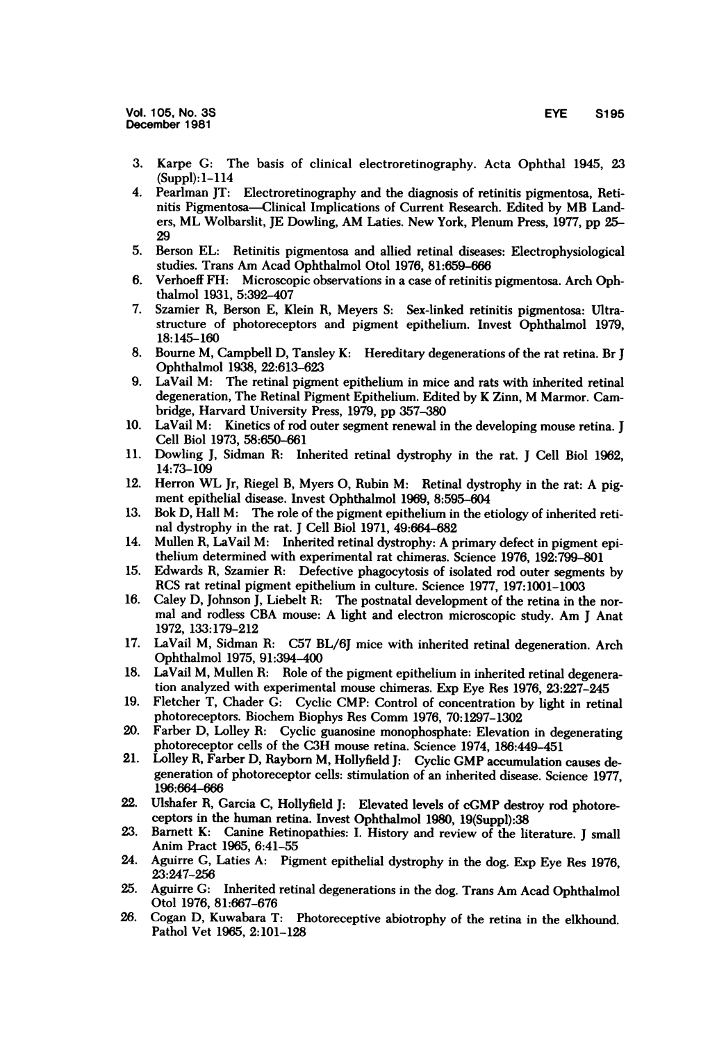3. Karpe G: The basis of clinical electroretinography. Acta Ophthal 1945, 23 (Suppl):1–114
4. Pearlman JT: Electroretinography and the diagnosis of retinitis pigmentosa, Retinitis Pigmentosa—Clinical Implications of Current Research. Edited by MB Landers, ML Wolbarslit, JE Dowling, AM Laties. New York, Plenum Press, 1977, pp 25–29
5. Berson EL: Retinitis pigmentosa and allied retinal diseases: Electrophysiological studies. Trans Am Acad Ophthalmol Otol 1976, 81:659–666
6. Verhoeff FH: Microscopic observations in a case of retinitis pigmentosa. Arch Ophthalmol 1931, 5:392–407
7. Szamier R, Berson E, Klein R, Meyers S: Sex-linked retinitis pigmentosa: Ultrastructure of photoreceptors and pigment epithelium. Invest Ophthalmol 1979, 18:145–160
8. Bourne M, Campbell D, Tansley K: Hereditary degenerations of the rat retina. Br J Ophthalmol 1938, 22:613–623
9. LaVail M: The retinal pigment epithelium in mice and rats with inherited retinal degeneration, The Retinal Pigment Epithelium. Edited by K Zinn, M Marmor. Cambridge, Harvard University Press, 1979, pp 357–380
10. LaVail M: Kinetics of rod outer segment renewal in the developing mouse retina. J Cell Biol 1973, 58:650–661
11. Dowling J, Sidman R: Inherited retinal dystrophy in the rat. J Cell Biol 1962, 14:73–109
12. Herron WL Jr, Riegel B, Myers O, Rubin M: Retinal dystrophy in the rat: A pigment epithelial disease. Invest Ophthalmol 1969, 8:595–604
13. Bok D, Hall M: The role of the pigment epithelium in the etiology of inherited retinal dystrophy in the rat. J Cell Biol 1971, 49:664–682
14. Mullen R, LaVail M: Inherited retinal dystrophy: A primary defect in pigment epithelium determined with experimental rat chimeras. Science 1976, 192:799–801
15. Edwards R, Szamier R: Defective phagocytosis of isolated rod outer segments by RCS rat retinal pigment epithelium in culture. Science 1977, 197:1001–1003
16. Caley D, Johnson J, Liebelt R: The postnatal development of the retina in the normal and rodless CBA mouse: A light and electron microscopic study. Am J Anat 1972, 133:179–212
17. LaVail M, Sidman R: C57 BL/6J mice with inherited retinal degeneration. Arch Ophthalmol 1975, 91:394–400
18. LaVail M, Mullen R: Role of the pigment epithelium in inherited retinal degeneration analyzed with experimental mouse chimeras. Exp Eye Res 1976, 23:227–245
19. Fletcher T, Chader G: Cyclic CMP: Control of concentration by light in retinal photoreceptors. Biochem Biophys Res Comm 1976, 70:1297–1302
20. Farber D, Lolley R: Cyclic guanosine monophosphate: Elevation in degenerating photoreceptor cells of the C3H mouse retina. Science 1974, 186:449–451
21. Lolley R, Farber D, Rayborn M, Hollyfield J: Cyclic GMP accumulation causes degeneration of photoreceptor cells: stimulation of an inherited disease. Science 1977, 196:664–666
22. Ulshafer R, Garcia C, Hollyfield J: Elevated levels of cGMP destroy rod photoreceptors in the human retina. Invest Ophthalmol 1980, 19(Suppl):38
23. Barnett K: Canine Retinopathies: I. History and review of the literature. J small Anim Pract 1965, 6:41–55
24. Aguirre G, Laties A: Pigment epithelial dystrophy in the dog. Exp Eye Res 1976, 23:247–256
25. Aguirre G: Inherited retinal degenerations in the dog. Trans Am Acad Ophthalmol Otol 1976, 81:667–676
26. Cogan D, Kuwabara T: Photoreceptive abiotrophy of the retina in the elkhound. Pathol Vet 1965, 2:101–128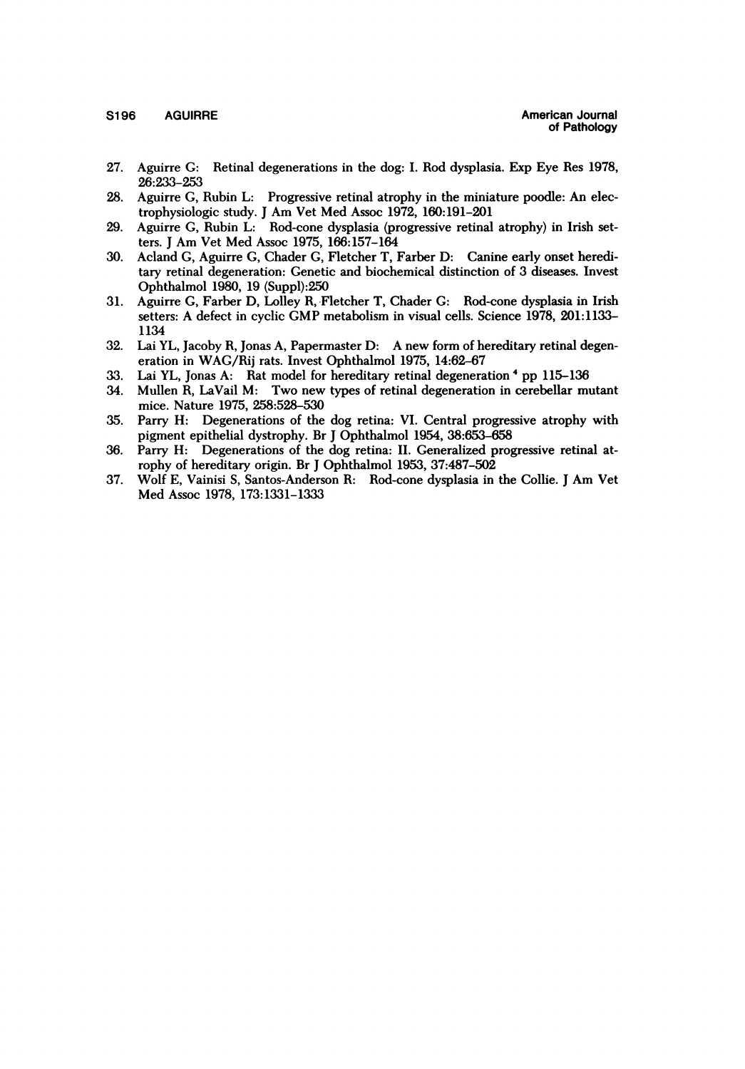27. Aguirre G: Retinal degenerations in the dog: I. Rod dysplasia. Exp Eye Res 1978, 26:233–253
28. Aguirre G, Rubin L: Progressive retinal atrophy in the miniature poodle: An electrophysiologic study. J Am Vet Med Assoc 1972, 160:191–201
29. Aguirre G, Rubin L: Rod-cone dysplasia (progressive retinal atrophy) in Irish setters. J Am Vet Med Assoc 1975, 166:157–164
30. Acland G, Aguirre G, Chader G, Fletcher T, Farber D: Canine early onset hereditary retinal degeneration: Genetic and biochemical distinction of 3 diseases. Invest Ophthalmol 1980, 19 (Suppl):250
31. Aguirre G, Farber D, Lolley R, Fletcher T, Chader G: Rod-cone dysplasia in Irish setters: A defect in cyclic GMP metabolism in visual cells. Science 1978, 201:1133–1134
32. Lai YL, Jacoby R, Jonas A, Papermaster D: A new form of hereditary retinal degeneration in WAG/Rij rats. Invest Ophthalmol 1975, 14:62–67
33. Lai YL, Jonas A: Rat model for hereditary retinal degeneration[4] pp 115–136
34. Mullen R, LaVail M: Two new types of retinal degeneration in cerebellar mutant mice. Nature 1975, 258:528–530
35. Parry H: Degenerations of the dog retina: VI. Central progressive atrophy with pigment epithelial dystrophy. Br J Ophthalmol 1954, 38:653–658
36. Parry H: Degenerations of the dog retina: II. Generalized progressive retinal atrophy of hereditary origin. Br J Ophthalmol 1953, 37:487–502
37. Wolf E, Vainisi S, Santos-Anderson R: Rod-cone dysplasia in the Collie. J Am Vet Med Assoc 1978, 173:1331–1333